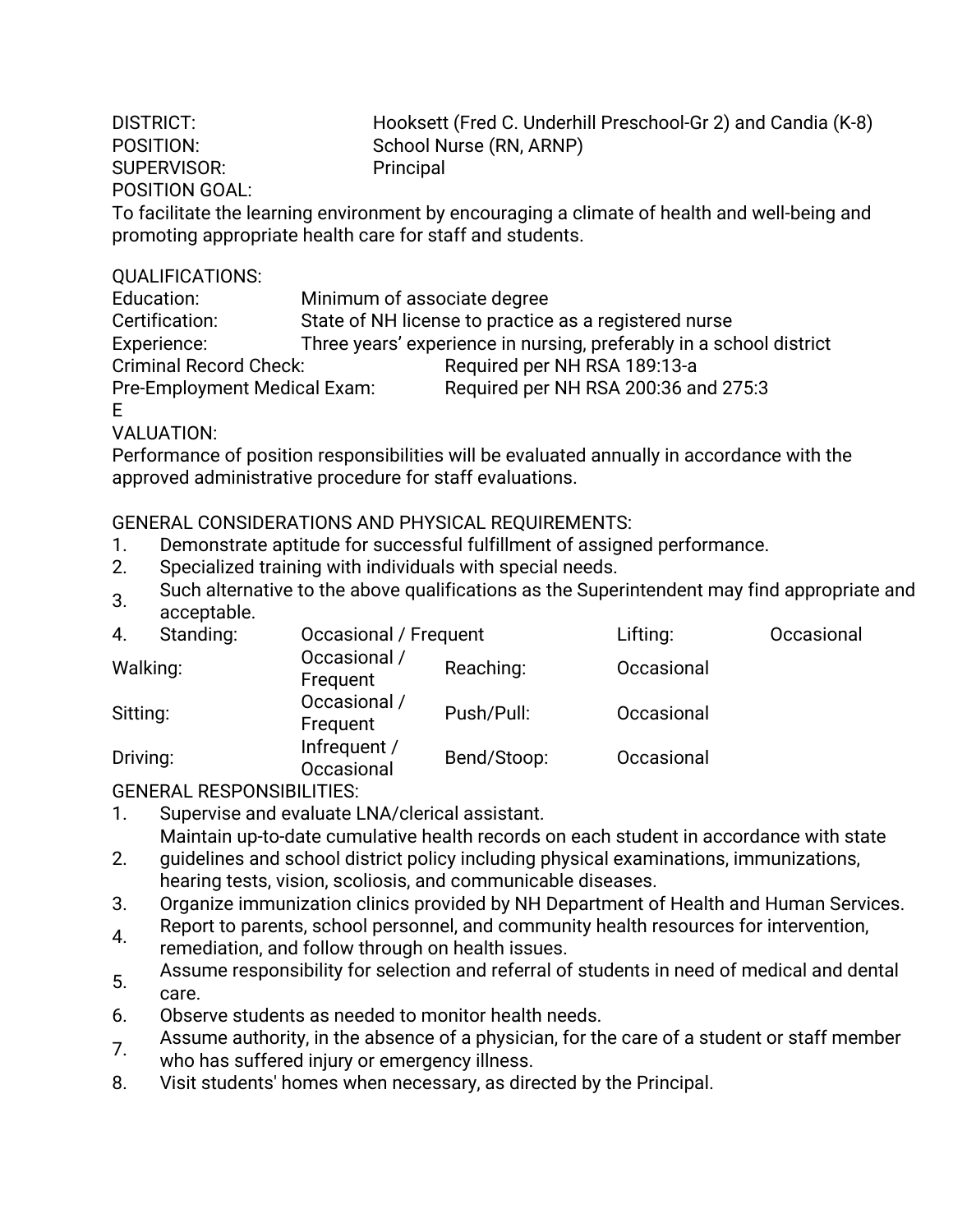DISTRICT: Hooksett (Fred C. Underhill Preschool-Gr 2) and Candia (K-8)
POSITION: School Nurse (RN, ARNP)
SUPERVISOR: Principal
POSITION GOAL:
To facilitate the learning environment by encouraging a climate of health and well-being and promoting appropriate health care for staff and students.

QUALIFICATIONS:
Education: Minimum of associate degree
Certification: State of NH license to practice as a registered nurse
Experience: Three years' experience in nursing, preferably in a school district
Criminal Record Check: Required per NH RSA 189:13-a
Pre-Employment Medical Exam: Required per NH RSA 200:36 and 275:3

EVALUATION:
Performance of position responsibilities will be evaluated annually in accordance with the approved administrative procedure for staff evaluations.

GENERAL CONSIDERATIONS AND PHYSICAL REQUIREMENTS:
1. Demonstrate aptitude for successful fulfillment of assigned performance.
2. Specialized training with individuals with special needs.
3. Such alternative to the above qualifications as the Superintendent may find appropriate and acceptable.
4.

| | | | |
|---|---|---|---|
| Standing: | Occasional / Frequent | Lifting: | Occasional |
| Walking: | Occasional / Frequent | Reaching: | Occasional |
| Sitting: | Occasional / Frequent | Push/Pull: | Occasional |
| Driving: | Infrequent / Occasional | Bend/Stoop: | Occasional |

GENERAL RESPONSIBILITIES:
1. Supervise and evaluate LNA/clerical assistant.
2. Maintain up-to-date cumulative health records on each student in accordance with state guidelines and school district policy including physical examinations, immunizations, hearing tests, vision, scoliosis, and communicable diseases.
3. Organize immunization clinics provided by NH Department of Health and Human Services.
4. Report to parents, school personnel, and community health resources for intervention, remediation, and follow through on health issues.
5. Assume responsibility for selection and referral of students in need of medical and dental care.
6. Observe students as needed to monitor health needs.
7. Assume authority, in the absence of a physician, for the care of a student or staff member who has suffered injury or emergency illness.
8. Visit students' homes when necessary, as directed by the Principal.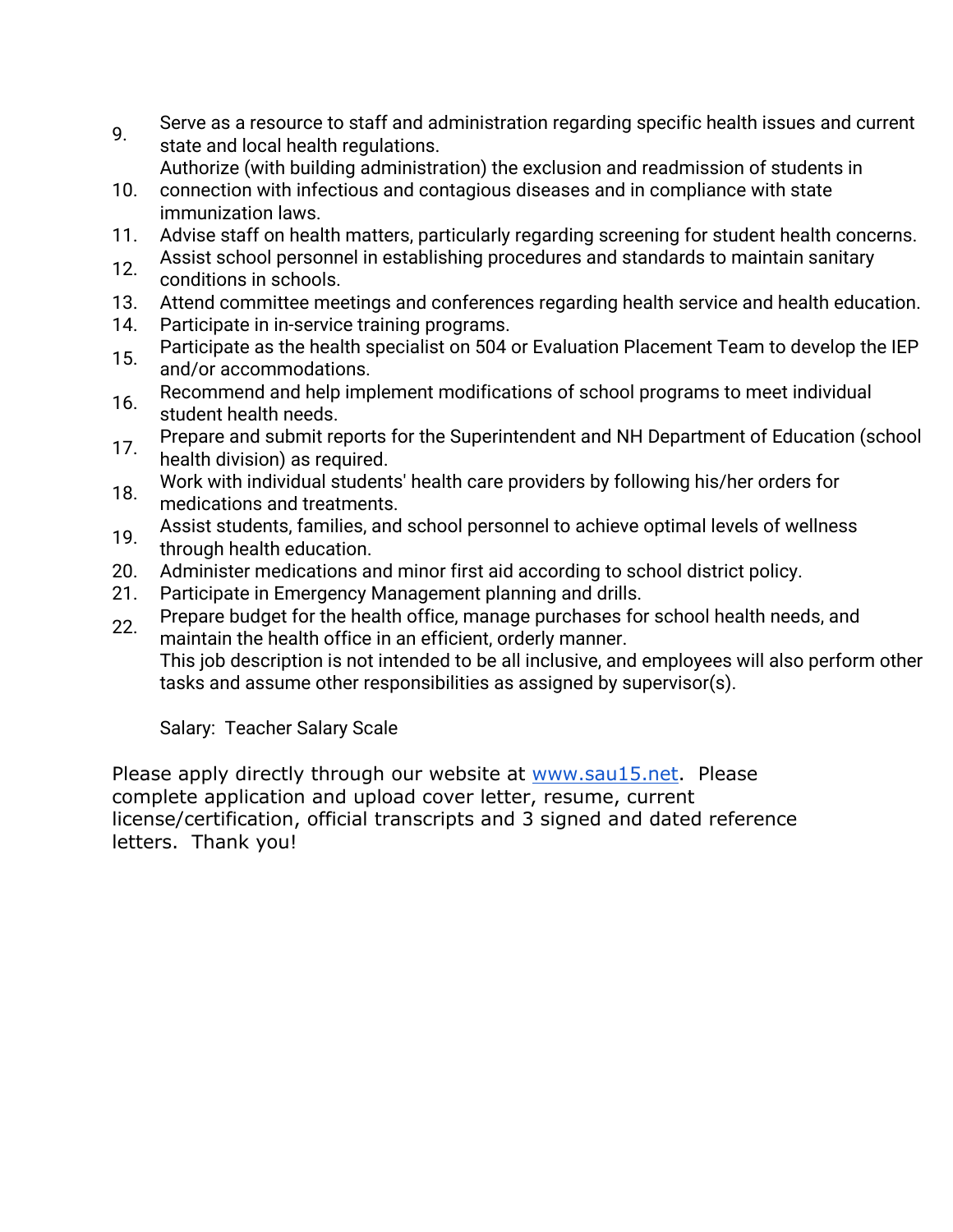9. Serve as a resource to staff and administration regarding specific health issues and current state and local health regulations.
10. Authorize (with building administration) the exclusion and readmission of students in connection with infectious and contagious diseases and in compliance with state immunization laws.
11. Advise staff on health matters, particularly regarding screening for student health concerns.
12. Assist school personnel in establishing procedures and standards to maintain sanitary conditions in schools.
13. Attend committee meetings and conferences regarding health service and health education.
14. Participate in in-service training programs.
15. Participate as the health specialist on 504 or Evaluation Placement Team to develop the IEP and/or accommodations.
16. Recommend and help implement modifications of school programs to meet individual student health needs.
17. Prepare and submit reports for the Superintendent and NH Department of Education (school health division) as required.
18. Work with individual students' health care providers by following his/her orders for medications and treatments.
19. Assist students, families, and school personnel to achieve optimal levels of wellness through health education.
20. Administer medications and minor first aid according to school district policy.
21. Participate in Emergency Management planning and drills.
22. Prepare budget for the health office, manage purchases for school health needs, and maintain the health office in an efficient, orderly manner.

This job description is not intended to be all inclusive, and employees will also perform other tasks and assume other responsibilities as assigned by supervisor(s).

Salary: Teacher Salary Scale

Please apply directly through our website at [www.sau15.net](http://www.sau15.net). Please complete application and upload cover letter, resume, current license/certification, official transcripts and 3 signed and dated reference letters. Thank you!